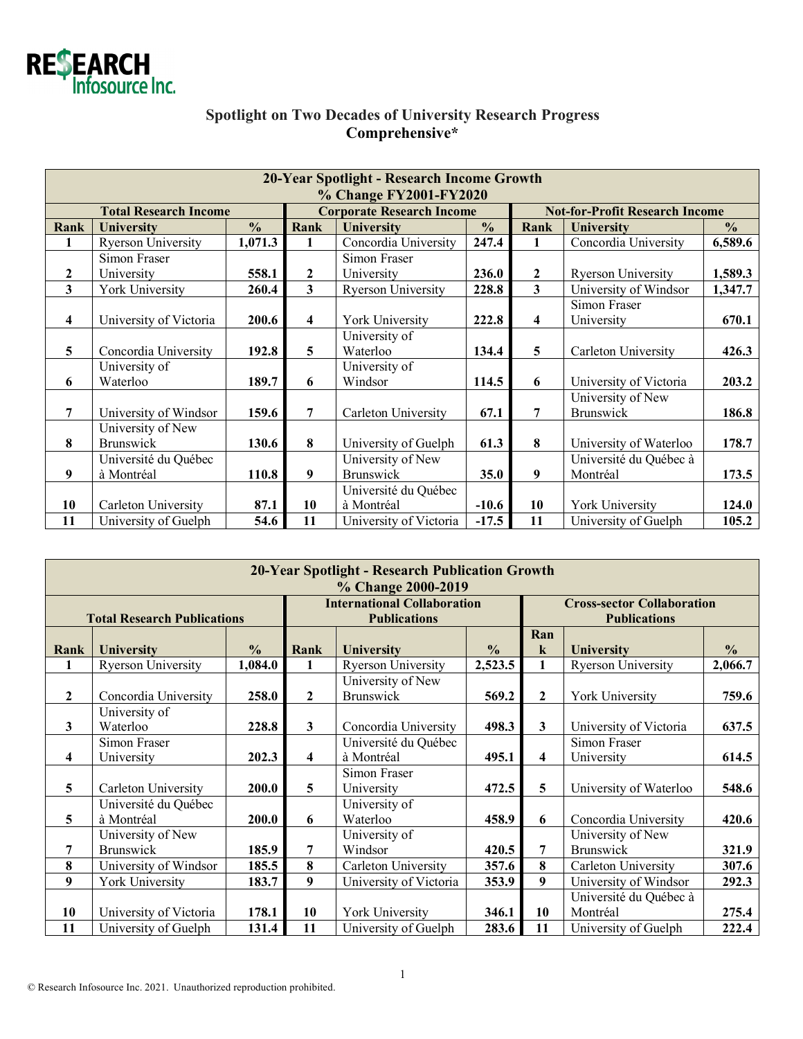RE$EARCH Infosource Inc.

## Spotlight on Two Decades of University Research Progress
## Comprehensive*

| 20-Year Spotlight - Research Income Growth % Change FY2001-FY2020 | | | | | | | | |
|---|---|---|---|---|---|---|---|---|
| Total Research Income | | | Corporate Research Income | | | Not-for-Profit Research Income | | |
| Rank | University | % | Rank | University | % | Rank | University | % |
| 1 | Ryerson University | 1,071.3 | 1 | Concordia University | 247.4 | 1 | Concordia University | 6,589.6 |
| 2 | Simon Fraser University | 558.1 | 2 | Simon Fraser University | 236.0 | 2 | Ryerson University | 1,589.3 |
| 3 | York University | 260.4 | 3 | Ryerson University | 228.8 | 3 | University of Windsor | 1,347.7 |
| 4 | University of Victoria | 200.6 | 4 | York University | 222.8 | 4 | Simon Fraser University | 670.1 |
| 5 | Concordia University | 192.8 | 5 | University of Waterloo | 134.4 | 5 | Carleton University | 426.3 |
| 6 | University of Waterloo | 189.7 | 6 | University of Windsor | 114.5 | 6 | University of Victoria | 203.2 |
| 7 | University of Windsor | 159.6 | 7 | Carleton University | 67.1 | 7 | University of New Brunswick | 186.8 |
| 8 | University of New Brunswick | 130.6 | 8 | University of Guelph | 61.3 | 8 | University of Waterloo | 178.7 |
| 9 | Université du Québec à Montréal | 110.8 | 9 | University of New Brunswick | 35.0 | 9 | Université du Québec à Montréal | 173.5 |
| 10 | Carleton University | 87.1 | 10 | Université du Québec à Montréal | -10.6 | 10 | York University | 124.0 |
| 11 | University of Guelph | 54.6 | 11 | University of Victoria | -17.5 | 11 | University of Guelph | 105.2 |

| 20-Year Spotlight - Research Publication Growth % Change 2000-2019 | | | | | | | | |
|---|---|---|---|---|---|---|---|---|
| Total Research Publications | | | International Collaboration Publications | | | Cross-sector Collaboration Publications | | |
| Rank | University | % | Rank | University | % | Rank | University | % |
| 1 | Ryerson University | 1,084.0 | 1 | Ryerson University | 2,523.5 | 1 | Ryerson University | 2,066.7 |
| 2 | Concordia University | 258.0 | 2 | University of New Brunswick | 569.2 | 2 | York University | 759.6 |
| 3 | University of Waterloo | 228.8 | 3 | Concordia University | 498.3 | 3 | University of Victoria | 637.5 |
| 4 | Simon Fraser University | 202.3 | 4 | Université du Québec à Montréal | 495.1 | 4 | Simon Fraser University | 614.5 |
| 5 | Carleton University | 200.0 | 5 | Simon Fraser University | 472.5 | 5 | University of Waterloo | 548.6 |
| 5 | Université du Québec à Montréal | 200.0 | 6 | University of Waterloo | 458.9 | 6 | Concordia University | 420.6 |
| 7 | University of New Brunswick | 185.9 | 7 | University of Windsor | 420.5 | 7 | University of New Brunswick | 321.9 |
| 8 | University of Windsor | 185.5 | 8 | Carleton University | 357.6 | 8 | Carleton University | 307.6 |
| 9 | York University | 183.7 | 9 | University of Victoria | 353.9 | 9 | University of Windsor | 292.3 |
| 10 | University of Victoria | 178.1 | 10 | York University | 346.1 | 10 | Université du Québec à Montréal | 275.4 |
| 11 | University of Guelph | 131.4 | 11 | University of Guelph | 283.6 | 11 | University of Guelph | 222.4 |

© Research Infosource Inc. 2021. Unauthorized reproduction prohibited.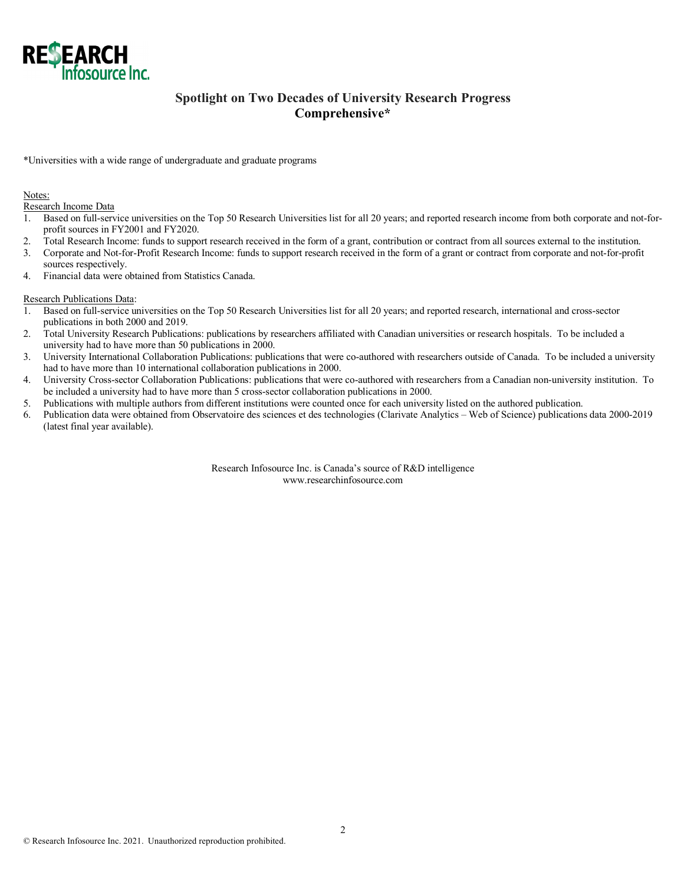RE$EARCH Infosource Inc.

# Spotlight on Two Decades of University Research Progress
## Comprehensive*

*Universities with a wide range of undergraduate and graduate programs

Notes:

Research Income Data

1. Based on full-service universities on the Top 50 Research Universities list for all 20 years; and reported research income from both corporate and not-for-profit sources in FY2001 and FY2020.
2. Total Research Income: funds to support research received in the form of a grant, contribution or contract from all sources external to the institution.
3. Corporate and Not-for-Profit Research Income: funds to support research received in the form of a grant or contract from corporate and not-for-profit sources respectively.
4. Financial data were obtained from Statistics Canada.

Research Publications Data:

1. Based on full-service universities on the Top 50 Research Universities list for all 20 years; and reported research, international and cross-sector publications in both 2000 and 2019.
2. Total University Research Publications: publications by researchers affiliated with Canadian universities or research hospitals. To be included a university had to have more than 50 publications in 2000.
3. University International Collaboration Publications: publications that were co-authored with researchers outside of Canada. To be included a university had to have more than 10 international collaboration publications in 2000.
4. University Cross-sector Collaboration Publications: publications that were co-authored with researchers from a Canadian non-university institution. To be included a university had to have more than 5 cross-sector collaboration publications in 2000.
5. Publications with multiple authors from different institutions were counted once for each university listed on the authored publication.
6. Publication data were obtained from Observatoire des sciences et des technologies (Clarivate Analytics – Web of Science) publications data 2000-2019 (latest final year available).

Research Infosource Inc. is Canada's source of R&D intelligence
www.researchinfosource.com

© Research Infosource Inc. 2021. Unauthorized reproduction prohibited.